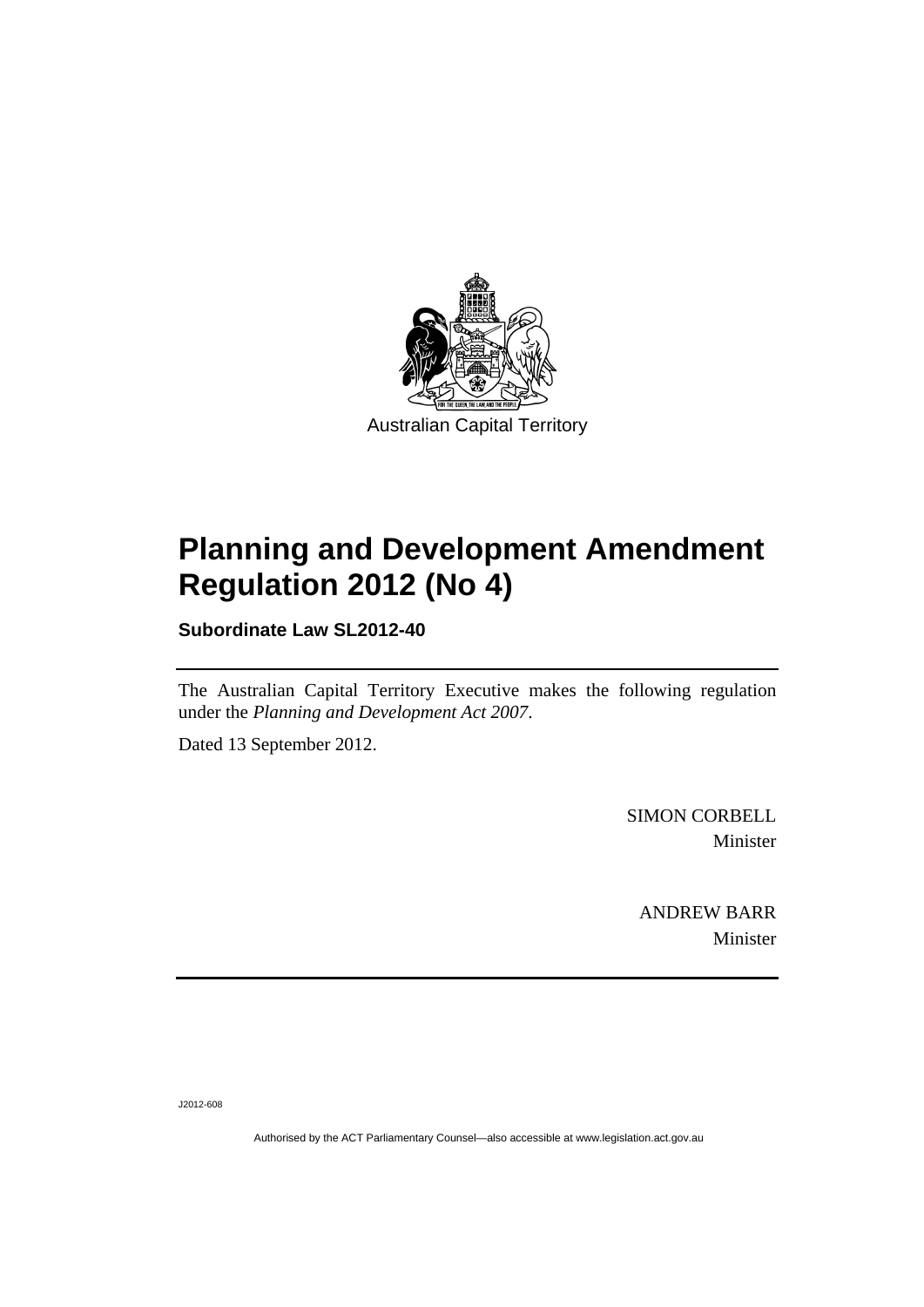Australian Capital Territory

# Planning and Development Amendment Regulation 2012 (No 4)

**Subordinate Law SL2012-40**

The Australian Capital Territory Executive makes the following regulation under the *Planning and Development Act 2007*.

Dated 13 September 2012.

SIMON CORBELL
Minister

ANDREW BARR
Minister

J2012-608

Authorised by the ACT Parliamentary Counsel—also accessible at www.legislation.act.gov.au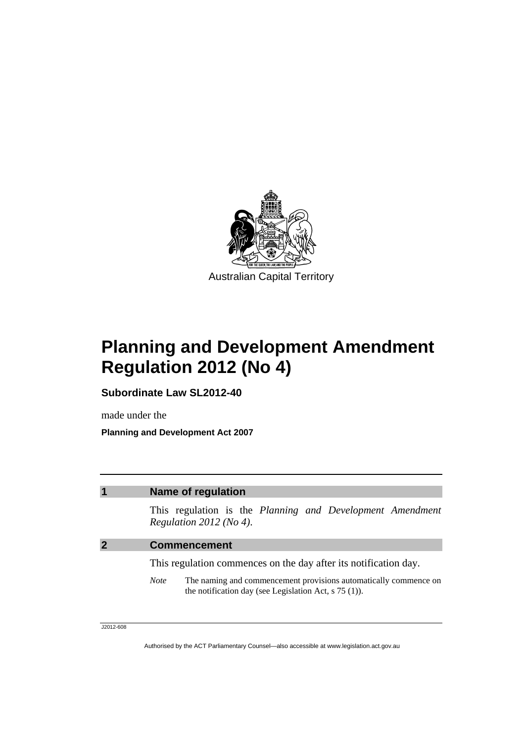Australian Capital Territory

# Planning and Development Amendment Regulation 2012 (No 4)

**Subordinate Law SL2012-40**

made under the

**Planning and Development Act 2007**

## 1 Name of regulation

This regulation is the *Planning and Development Amendment Regulation 2012 (No 4)*.

## 2 Commencement

This regulation commences on the day after its notification day.

*Note* The naming and commencement provisions automatically commence on the notification day (see Legislation Act, s 75 (1)).

J2012-608

Authorised by the ACT Parliamentary Counsel—also accessible at www.legislation.act.gov.au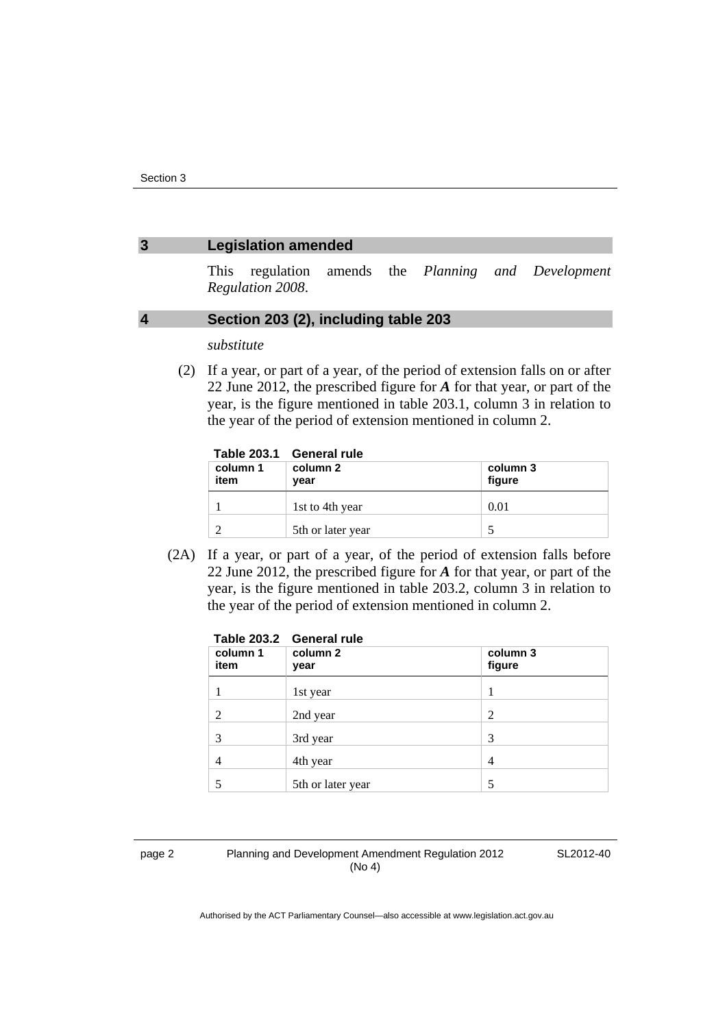## 3 Legislation amended

This regulation amends the *Planning and Development Regulation 2008*.

## 4 Section 203 (2), including table 203

*substitute*

(2) If a year, or part of a year, of the period of extension falls on or after 22 June 2012, the prescribed figure for ***A*** for that year, or part of the year, is the figure mentioned in table 203.1, column 3 in relation to the year of the period of extension mentioned in column 2.

**Table 203.1 General rule**

| column 1 item | column 2 year | column 3 figure |
|---|---|---|
| 1 | 1st to 4th year | 0.01 |
| 2 | 5th or later year | 5 |

(2A) If a year, or part of a year, of the period of extension falls before 22 June 2012, the prescribed figure for ***A*** for that year, or part of the year, is the figure mentioned in table 203.2, column 3 in relation to the year of the period of extension mentioned in column 2.

**Table 203.2 General rule**

| column 1 item | column 2 year | column 3 figure |
|---|---|---|
| 1 | 1st year | 1 |
| 2 | 2nd year | 2 |
| 3 | 3rd year | 3 |
| 4 | 4th year | 4 |
| 5 | 5th or later year | 5 |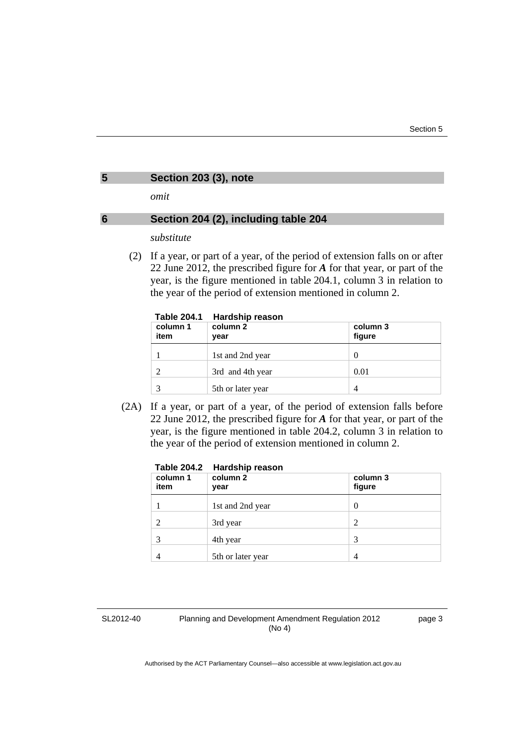## 5 Section 203 (3), note

*omit*

## 6 Section 204 (2), including table 204

*substitute*

(2) If a year, or part of a year, of the period of extension falls on or after 22 June 2012, the prescribed figure for ***A*** for that year, or part of the year, is the figure mentioned in table 204.1, column 3 in relation to the year of the period of extension mentioned in column 2.

**Table 204.1 Hardship reason**

| column 1 item | column 2 year | column 3 figure |
|---|---|---|
| 1 | 1st and 2nd year | 0 |
| 2 | 3rd and 4th year | 0.01 |
| 3 | 5th or later year | 4 |

(2A) If a year, or part of a year, of the period of extension falls before 22 June 2012, the prescribed figure for ***A*** for that year, or part of the year, is the figure mentioned in table 204.2, column 3 in relation to the year of the period of extension mentioned in column 2.

**Table 204.2 Hardship reason**

| column 1 item | column 2 year | column 3 figure |
|---|---|---|
| 1 | 1st and 2nd year | 0 |
| 2 | 3rd year | 2 |
| 3 | 4th year | 3 |
| 4 | 5th or later year | 4 |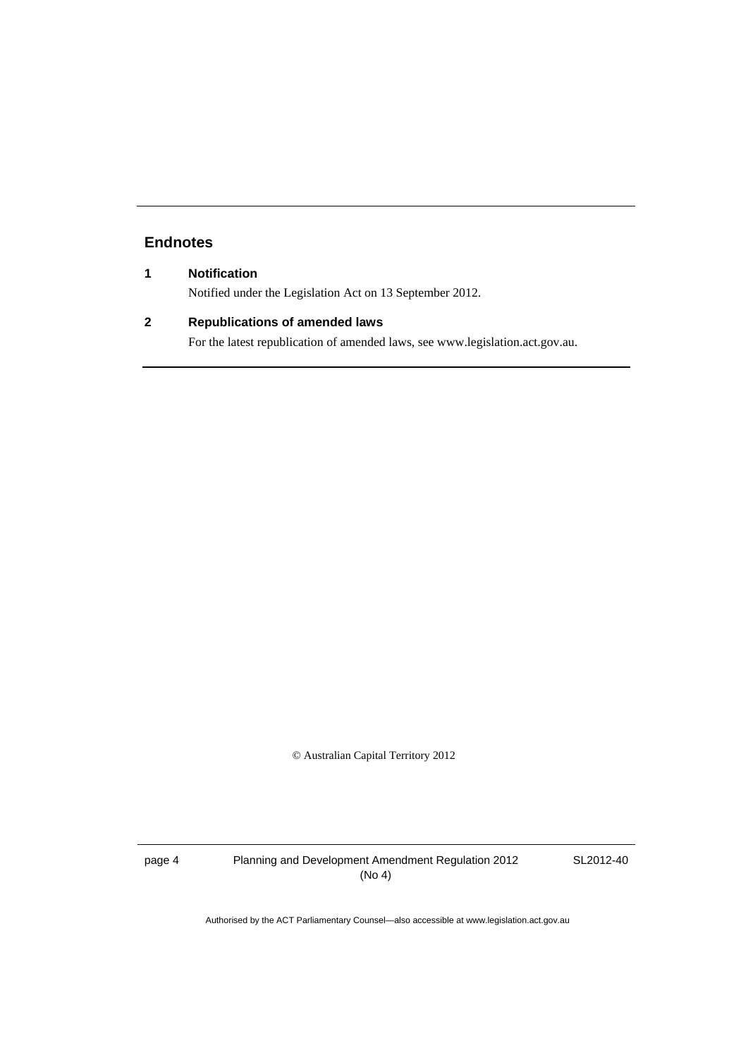## Endnotes

### 1 Notification

Notified under the Legislation Act on 13 September 2012.

### 2 Republications of amended laws

For the latest republication of amended laws, see www.legislation.act.gov.au.

© Australian Capital Territory 2012